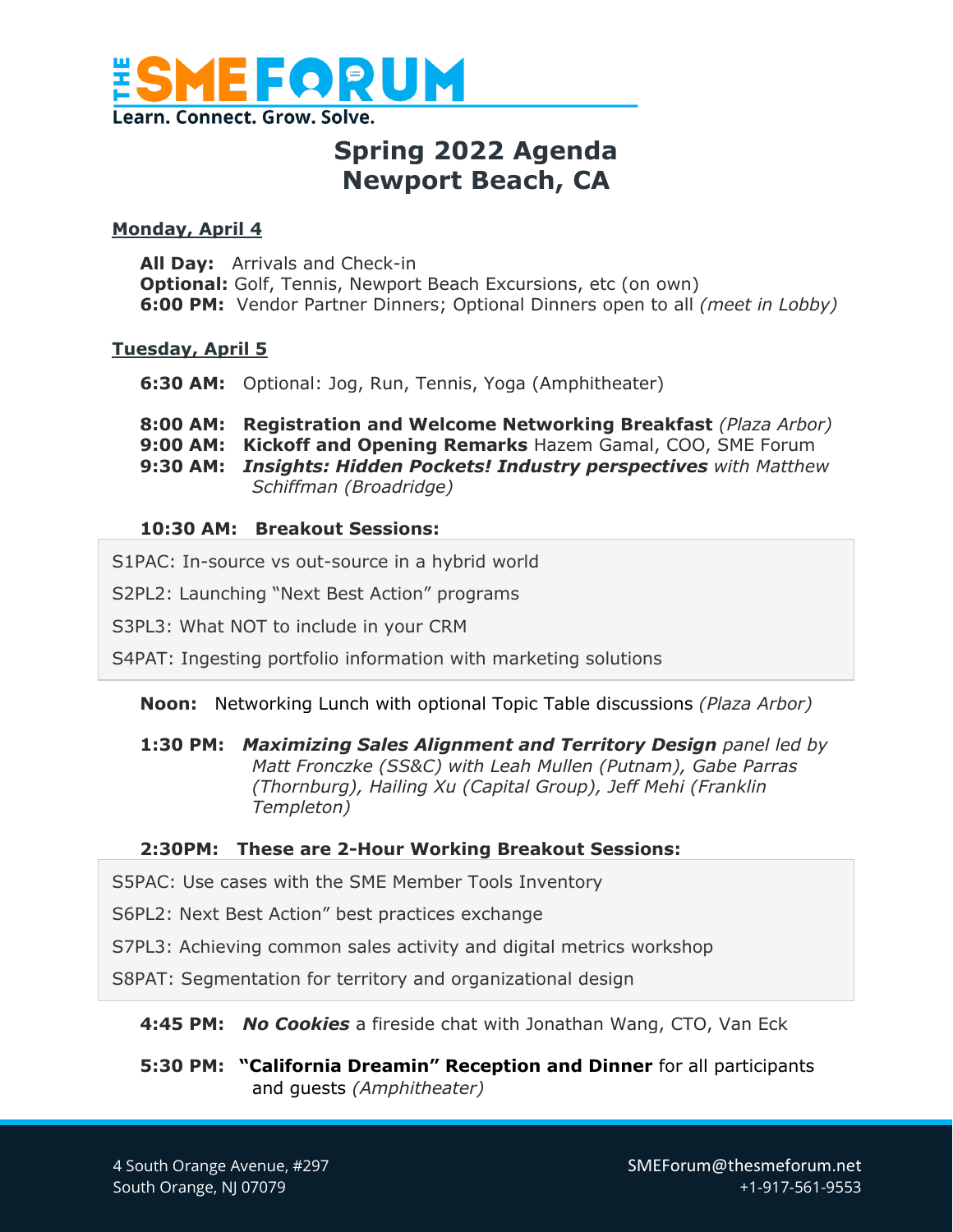# THE SME FORUM

Learn. Connect. Grow. Solve.

## Spring 2022 Agenda
## Newport Beach, CA

**Monday, April 4**

**All Day:** Arrivals and Check-in
**Optional:** Golf, Tennis, Newport Beach Excursions, etc (on own)
**6:00 PM:** Vendor Partner Dinners; Optional Dinners open to all *(meet in Lobby)*

**Tuesday, April 5**

**6:30 AM:** Optional: Jog, Run, Tennis, Yoga (Amphitheater)

**8:00 AM:** **Registration and Welcome Networking Breakfast** *(Plaza Arbor)*
**9:00 AM:** **Kickoff and Opening Remarks** Hazem Gamal, COO, SME Forum
**9:30 AM:** ***Insights: Hidden Pockets! Industry perspectives*** *with Matthew Schiffman (Broadridge)*

**10:30 AM: Breakout Sessions:**

S1PAC: In-source vs out-source in a hybrid world

S2PL2: Launching "Next Best Action" programs

S3PL3: What NOT to include in your CRM

S4PAT: Ingesting portfolio information with marketing solutions

**Noon:** Networking Lunch with optional Topic Table discussions *(Plaza Arbor)*

**1:30 PM:** ***Maximizing Sales Alignment and Territory Design*** *panel led by Matt Fronczke (SS&C) with Leah Mullen (Putnam), Gabe Parras (Thornburg), Hailing Xu (Capital Group), Jeff Mehi (Franklin Templeton)*

**2:30PM: These are 2-Hour Working Breakout Sessions:**

S5PAC: Use cases with the SME Member Tools Inventory

S6PL2: Next Best Action" best practices exchange

S7PL3: Achieving common sales activity and digital metrics workshop

S8PAT: Segmentation for territory and organizational design

**4:45 PM:** ***No Cookies*** a fireside chat with Jonathan Wang, CTO, Van Eck

**5:30 PM:** **"California Dreamin" Reception and Dinner** for all participants and guests *(Amphitheater)*

4 South Orange Avenue, #297
South Orange, NJ 07079

SMEForum@thesmeforum.net
+1-917-561-9553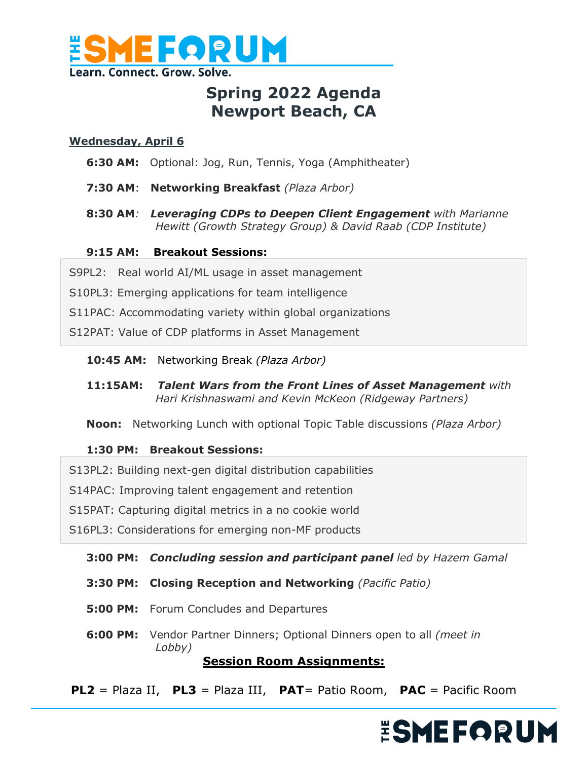# THE SME FORUM

Learn. Connect. Grow. Solve.

## Spring 2022 Agenda
## Newport Beach, CA

**Wednesday, April 6**

**6:30 AM:** Optional: Jog, Run, Tennis, Yoga (Amphitheater)

**7:30 AM**: **Networking Breakfast** *(Plaza Arbor)*

**8:30 AM***:* ***Leveraging CDPs to Deepen Client Engagement*** *with Marianne Hewitt (Growth Strategy Group) & David Raab (CDP Institute)*

**9:15 AM:** **Breakout Sessions:**

S9PL2: Real world AI/ML usage in asset management

S10PL3: Emerging applications for team intelligence

S11PAC: Accommodating variety within global organizations

S12PAT: Value of CDP platforms in Asset Management

**10:45 AM:** Networking Break *(Plaza Arbor)*

**11:15AM:** ***Talent Wars from the Front Lines of Asset Management*** *with Hari Krishnaswami and Kevin McKeon (Ridgeway Partners)*

**Noon:** Networking Lunch with optional Topic Table discussions *(Plaza Arbor)*

**1:30 PM:** **Breakout Sessions:**

S13PL2: Building next-gen digital distribution capabilities

S14PAC: Improving talent engagement and retention

S15PAT: Capturing digital metrics in a no cookie world

S16PL3: Considerations for emerging non-MF products

**3:00 PM:** ***Concluding session and participant panel*** *led by Hazem Gamal*

**3:30 PM:** **Closing Reception and Networking** *(Pacific Patio)*

**5:00 PM:** Forum Concludes and Departures

**6:00 PM:** Vendor Partner Dinners; Optional Dinners open to all *(meet in Lobby)*

**Session Room Assignments:**

**PL2** = Plaza II, **PL3** = Plaza III, **PAT**= Patio Room, **PAC** = Pacific Room